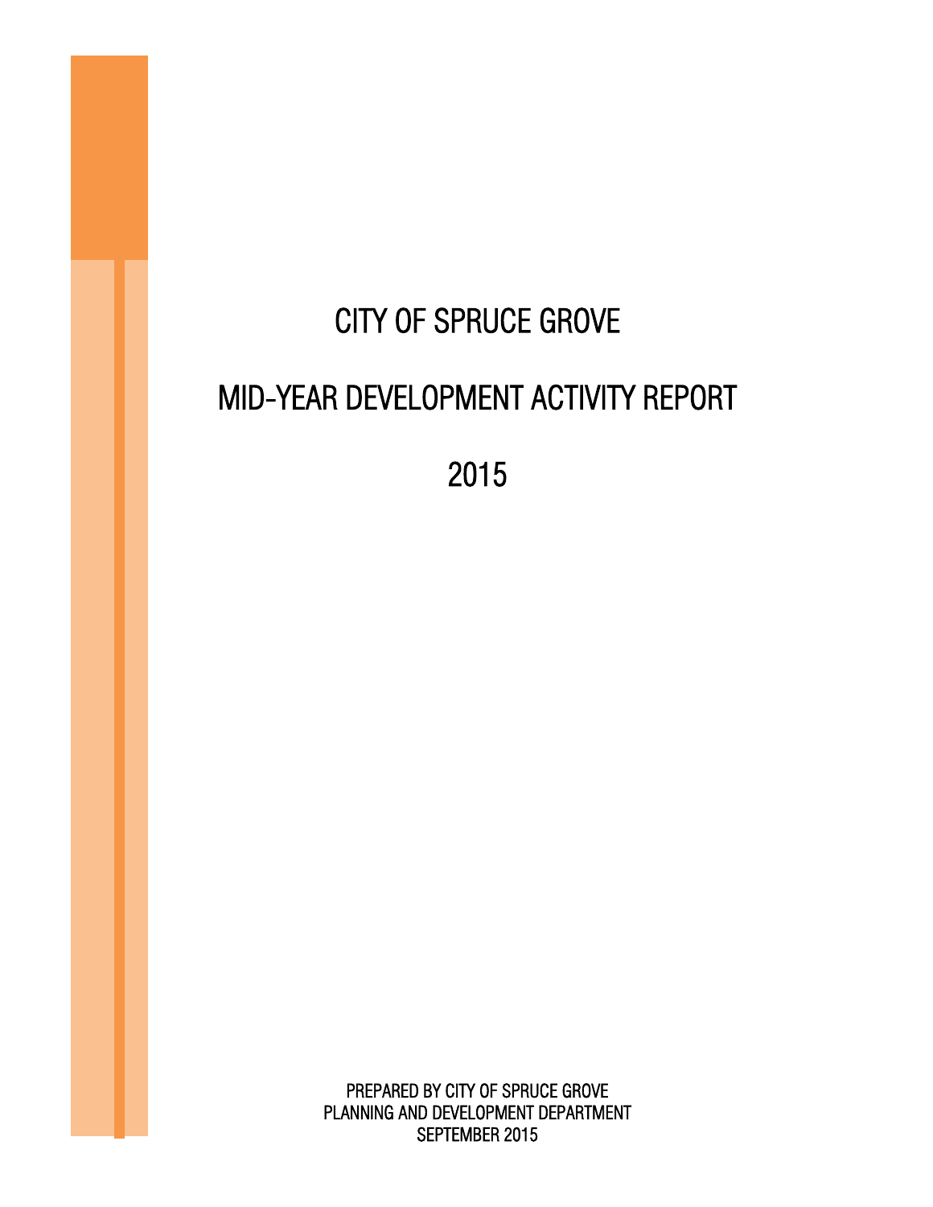# CITY OF SPRUCE GROVE

# MID-YEAR DEVELOPMENT ACTIVITY REPORT

# 2015

PREPARED BY CITY OF SPRUCE GROVE
PLANNING AND DEVELOPMENT DEPARTMENT
SEPTEMBER 2015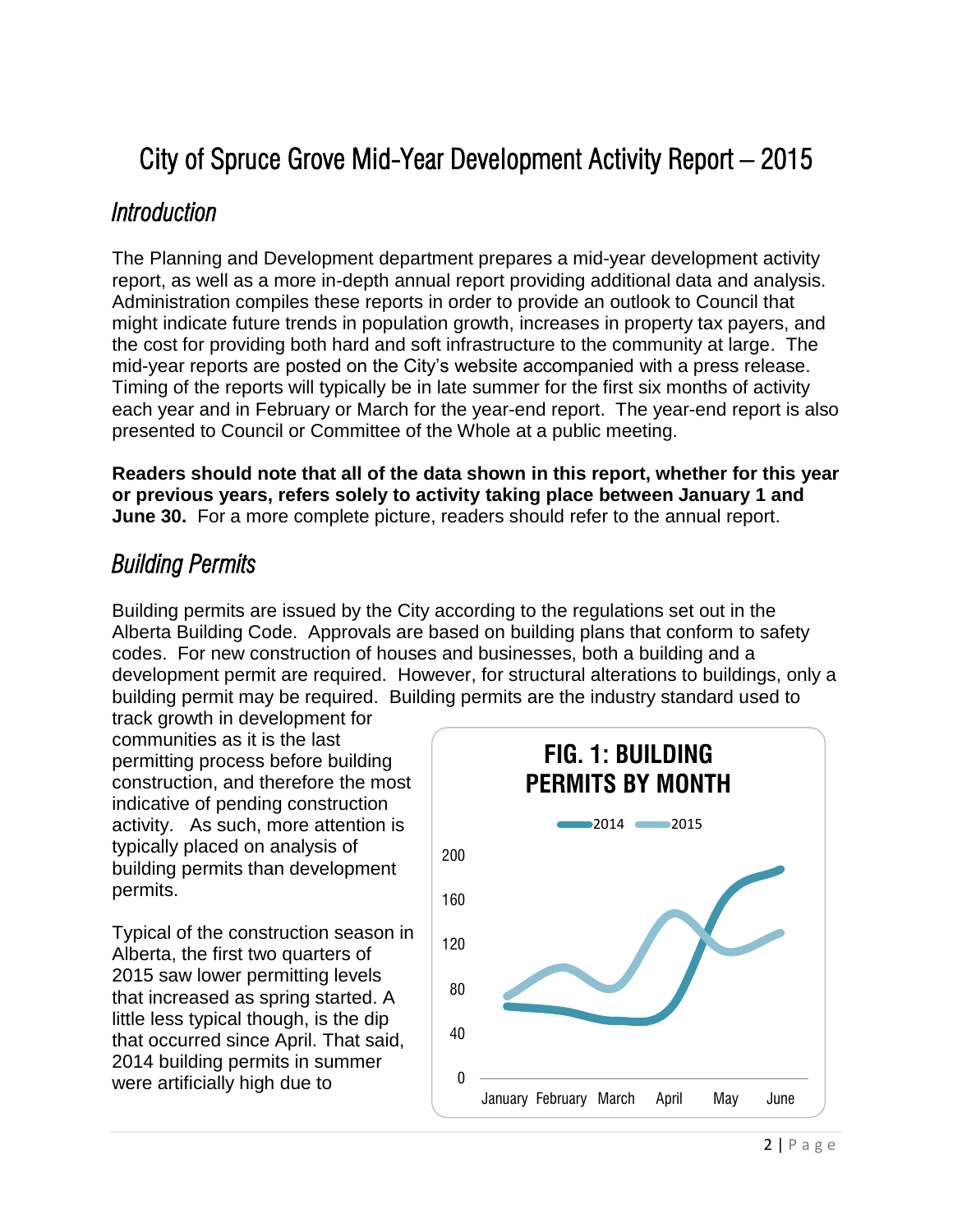# City of Spruce Grove Mid-Year Development Activity Report – 2015

## *Introduction*

The Planning and Development department prepares a mid-year development activity report, as well as a more in-depth annual report providing additional data and analysis. Administration compiles these reports in order to provide an outlook to Council that might indicate future trends in population growth, increases in property tax payers, and the cost for providing both hard and soft infrastructure to the community at large. The mid-year reports are posted on the City's website accompanied with a press release. Timing of the reports will typically be in late summer for the first six months of activity each year and in February or March for the year-end report. The year-end report is also presented to Council or Committee of the Whole at a public meeting.

**Readers should note that all of the data shown in this report, whether for this year or previous years, refers solely to activity taking place between January 1 and June 30.** For a more complete picture, readers should refer to the annual report.

## *Building Permits*

Building permits are issued by the City according to the regulations set out in the Alberta Building Code. Approvals are based on building plans that conform to safety codes. For new construction of houses and businesses, both a building and a development permit are required. However, for structural alterations to buildings, only a building permit may be required. Building permits are the industry standard used to track growth in development for communities as it is the last permitting process before building construction, and therefore the most indicative of pending construction activity. As such, more attention is typically placed on analysis of building permits than development permits.

**FIG. 1: BUILDING PERMITS BY MONTH**

Typical of the construction season in Alberta, the first two quarters of 2015 saw lower permitting levels that increased as spring started. A little less typical though, is the dip that occurred since April. That said, 2014 building permits in summer were artificially high due to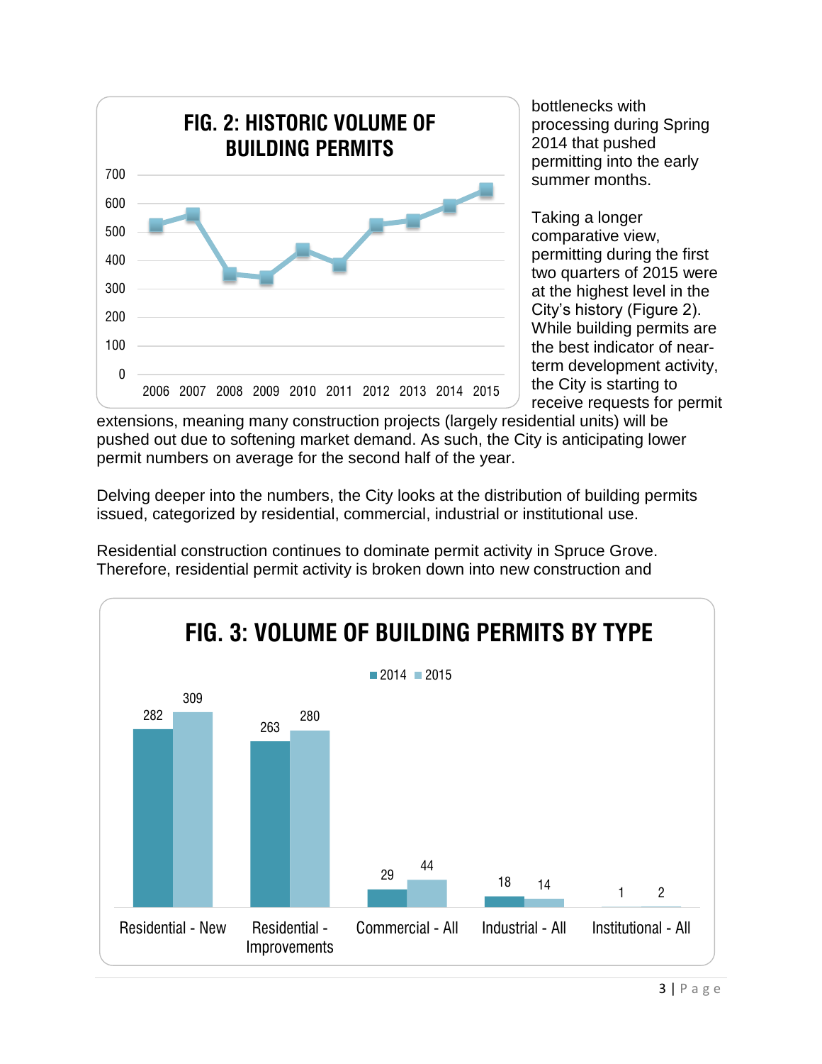**FIG. 2: HISTORIC VOLUME OF BUILDING PERMITS**

bottlenecks with processing during Spring 2014 that pushed permitting into the early summer months.

Taking a longer comparative view, permitting during the first two quarters of 2015 were at the highest level in the City's history (Figure 2). While building permits are the best indicator of near-term development activity, the City is starting to receive requests for permit extensions, meaning many construction projects (largely residential units) will be pushed out due to softening market demand. As such, the City is anticipating lower permit numbers on average for the second half of the year.

Delving deeper into the numbers, the City looks at the distribution of building permits issued, categorized by residential, commercial, industrial or institutional use.

Residential construction continues to dominate permit activity in Spruce Grove. Therefore, residential permit activity is broken down into new construction and

**FIG. 3: VOLUME OF BUILDING PERMITS BY TYPE**

| Type | 2014 | 2015 |
|---|---|---|
| Residential - New | 282 | 309 |
| Residential - Improvements | 263 | 280 |
| Commercial - All | 29 | 44 |
| Industrial - All | 18 | 14 |
| Institutional - All | 1 | 2 |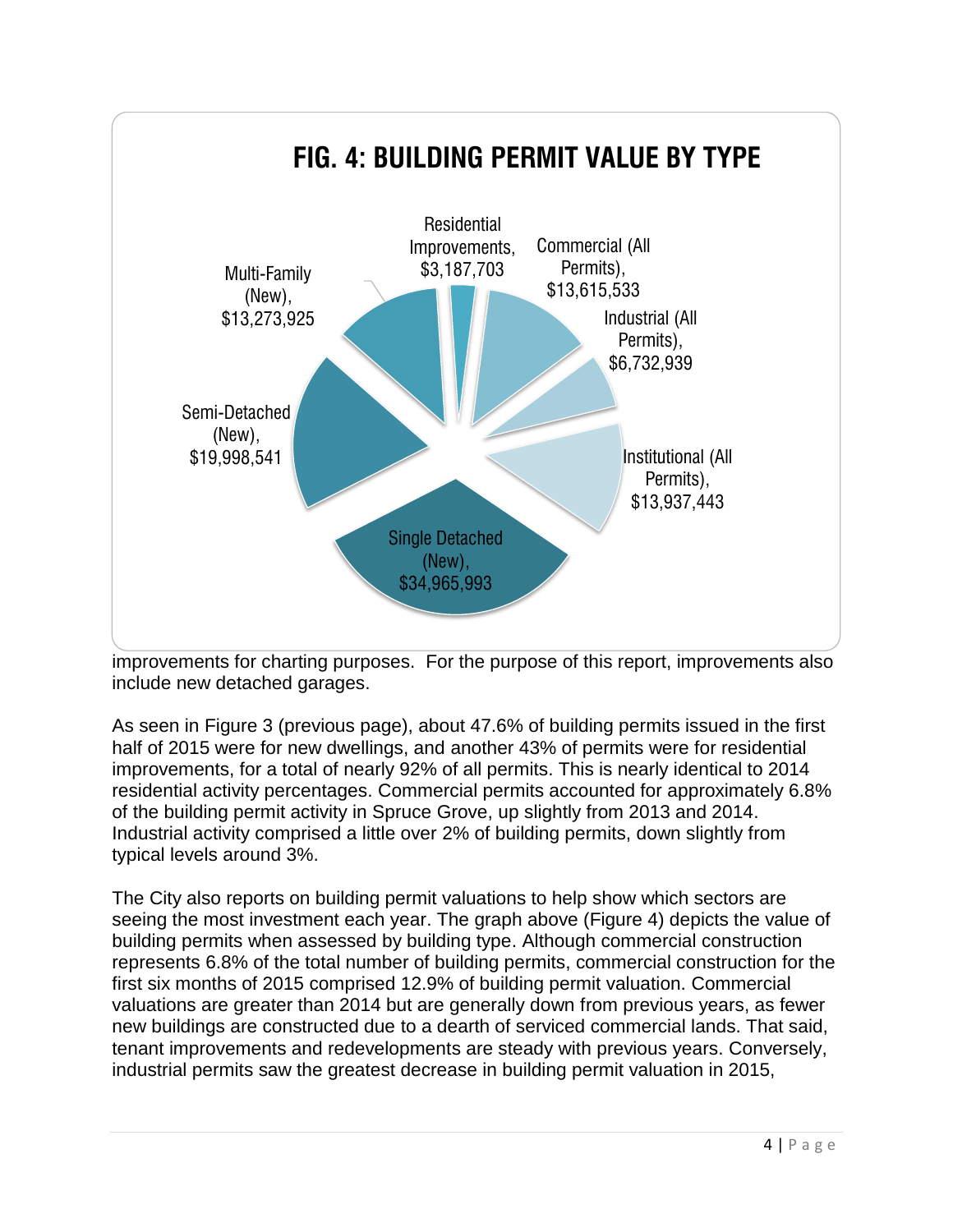## FIG. 4: BUILDING PERMIT VALUE BY TYPE

| Type | Value |
| --- | --- |
| Residential Improvements | $3,187,703 |
| Commercial (All Permits) | $13,615,533 |
| Industrial (All Permits) | $6,732,939 |
| Institutional (All Permits) | $13,937,443 |
| Single Detached (New) | $34,965,993 |
| Semi-Detached (New) | $19,998,541 |
| Multi-Family (New) | $13,273,925 |

improvements for charting purposes. For the purpose of this report, improvements also include new detached garages.

As seen in Figure 3 (previous page), about 47.6% of building permits issued in the first half of 2015 were for new dwellings, and another 43% of permits were for residential improvements, for a total of nearly 92% of all permits. This is nearly identical to 2014 residential activity percentages. Commercial permits accounted for approximately 6.8% of the building permit activity in Spruce Grove, up slightly from 2013 and 2014. Industrial activity comprised a little over 2% of building permits, down slightly from typical levels around 3%.

The City also reports on building permit valuations to help show which sectors are seeing the most investment each year. The graph above (Figure 4) depicts the value of building permits when assessed by building type. Although commercial construction represents 6.8% of the total number of building permits, commercial construction for the first six months of 2015 comprised 12.9% of building permit valuation. Commercial valuations are greater than 2014 but are generally down from previous years, as fewer new buildings are constructed due to a dearth of serviced commercial lands. That said, tenant improvements and redevelopments are steady with previous years. Conversely, industrial permits saw the greatest decrease in building permit valuation in 2015,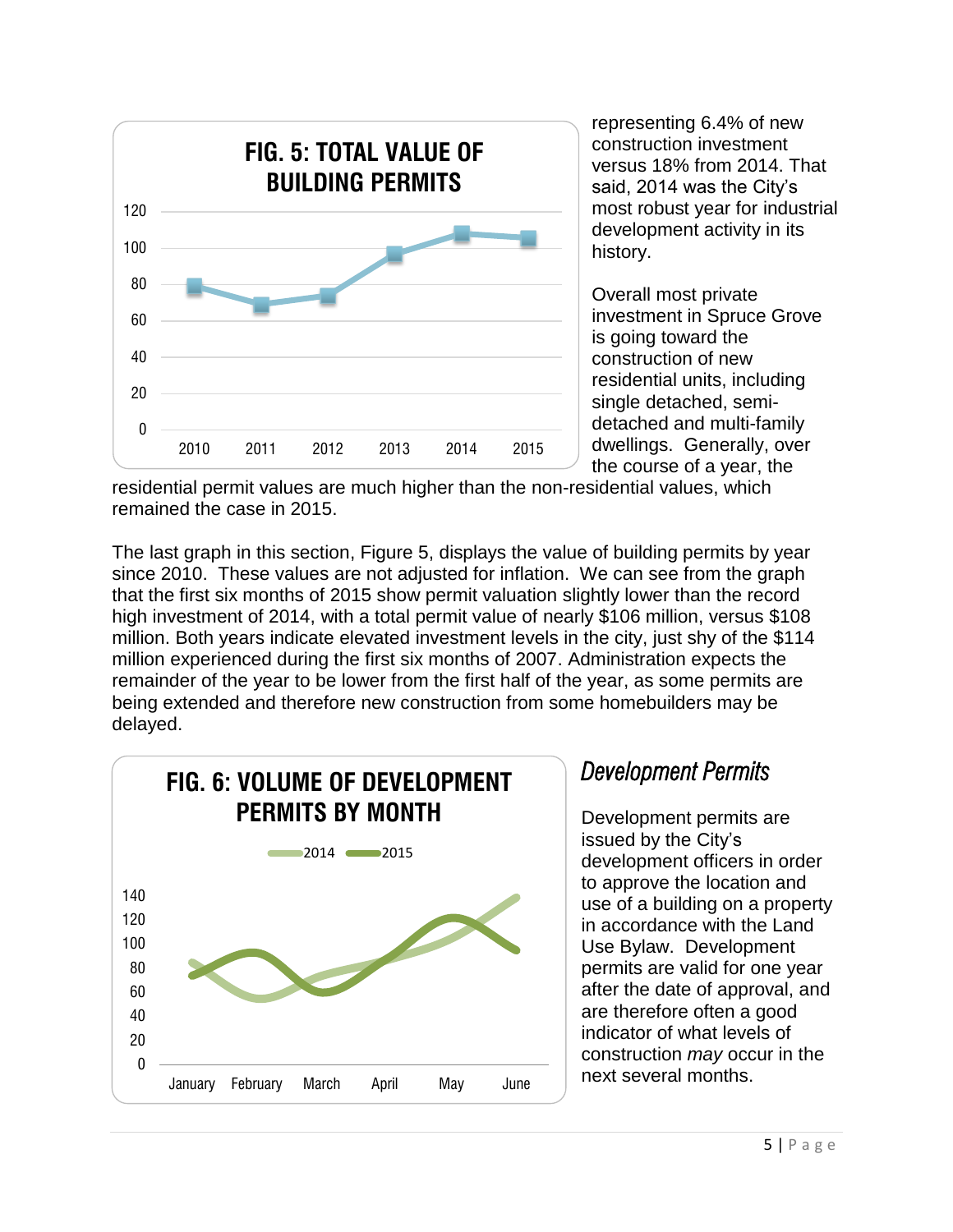**FIG. 5: TOTAL VALUE OF BUILDING PERMITS**

representing 6.4% of new construction investment versus 18% from 2014. That said, 2014 was the City's most robust year for industrial development activity in its history.

Overall most private investment in Spruce Grove is going toward the construction of new residential units, including single detached, semi-detached and multi-family dwellings. Generally, over the course of a year, the residential permit values are much higher than the non-residential values, which remained the case in 2015.

The last graph in this section, Figure 5, displays the value of building permits by year since 2010. These values are not adjusted for inflation. We can see from the graph that the first six months of 2015 show permit valuation slightly lower than the record high investment of 2014, with a total permit value of nearly $106 million, versus $108 million. Both years indicate elevated investment levels in the city, just shy of the $114 million experienced during the first six months of 2007. Administration expects the remainder of the year to be lower from the first half of the year, as some permits are being extended and therefore new construction from some homebuilders may be delayed.

**FIG. 6: VOLUME OF DEVELOPMENT PERMITS BY MONTH**

## *Development Permits*

Development permits are issued by the City's development officers in order to approve the location and use of a building on a property in accordance with the Land Use Bylaw. Development permits are valid for one year after the date of approval, and are therefore often a good indicator of what levels of construction *may* occur in the next several months.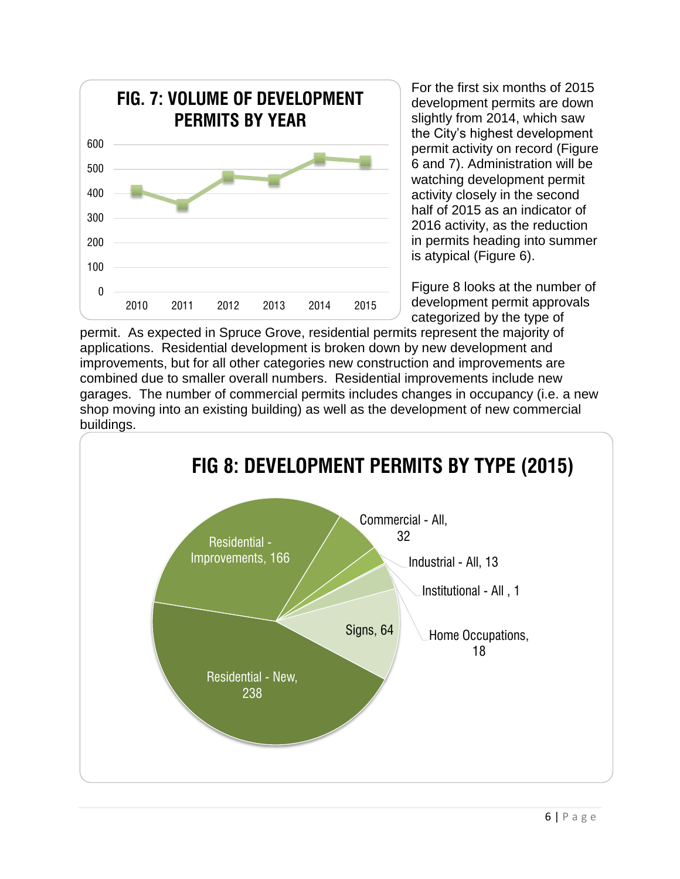**FIG. 7: VOLUME OF DEVELOPMENT PERMITS BY YEAR**

For the first six months of 2015 development permits are down slightly from 2014, which saw the City's highest development permit activity on record (Figure 6 and 7). Administration will be watching development permit activity closely in the second half of 2015 as an indicator of 2016 activity, as the reduction in permits heading into summer is atypical (Figure 6).

Figure 8 looks at the number of development permit approvals categorized by the type of permit. As expected in Spruce Grove, residential permits represent the majority of applications. Residential development is broken down by new development and improvements, but for all other categories new construction and improvements are combined due to smaller overall numbers. Residential improvements include new garages. The number of commercial permits includes changes in occupancy (i.e. a new shop moving into an existing building) as well as the development of new commercial buildings.

**FIG 8: DEVELOPMENT PERMITS BY TYPE (2015)**

| Type | Number |
|---|---|
| Residential - New | 238 |
| Residential - Improvements | 166 |
| Commercial - All | 32 |
| Industrial - All | 13 |
| Institutional - All | 1 |
| Home Occupations | 18 |
| Signs | 64 |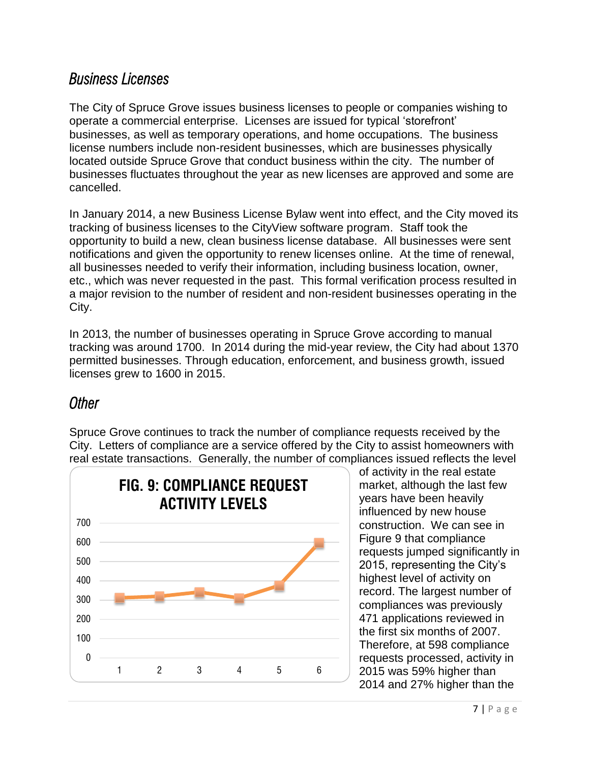## Business Licenses

The City of Spruce Grove issues business licenses to people or companies wishing to operate a commercial enterprise. Licenses are issued for typical 'storefront' businesses, as well as temporary operations, and home occupations. The business license numbers include non-resident businesses, which are businesses physically located outside Spruce Grove that conduct business within the city. The number of businesses fluctuates throughout the year as new licenses are approved and some are cancelled.

In January 2014, a new Business License Bylaw went into effect, and the City moved its tracking of business licenses to the CityView software program. Staff took the opportunity to build a new, clean business license database. All businesses were sent notifications and given the opportunity to renew licenses online. At the time of renewal, all businesses needed to verify their information, including business location, owner, etc., which was never requested in the past. This formal verification process resulted in a major revision to the number of resident and non-resident businesses operating in the City.

In 2013, the number of businesses operating in Spruce Grove according to manual tracking was around 1700. In 2014 during the mid-year review, the City had about 1370 permitted businesses. Through education, enforcement, and business growth, issued licenses grew to 1600 in 2015.

## Other

Spruce Grove continues to track the number of compliance requests received by the City. Letters of compliance are a service offered by the City to assist homeowners with real estate transactions. Generally, the number of compliances issued reflects the level of activity in the real estate market, although the last few years have been heavily influenced by new house construction. We can see in Figure 9 that compliance requests jumped significantly in 2015, representing the City's highest level of activity on record. The largest number of compliances was previously 471 applications reviewed in the first six months of 2007. Therefore, at 598 compliance requests processed, activity in 2015 was 59% higher than 2014 and 27% higher than the

**FIG. 9: COMPLIANCE REQUEST ACTIVITY LEVELS**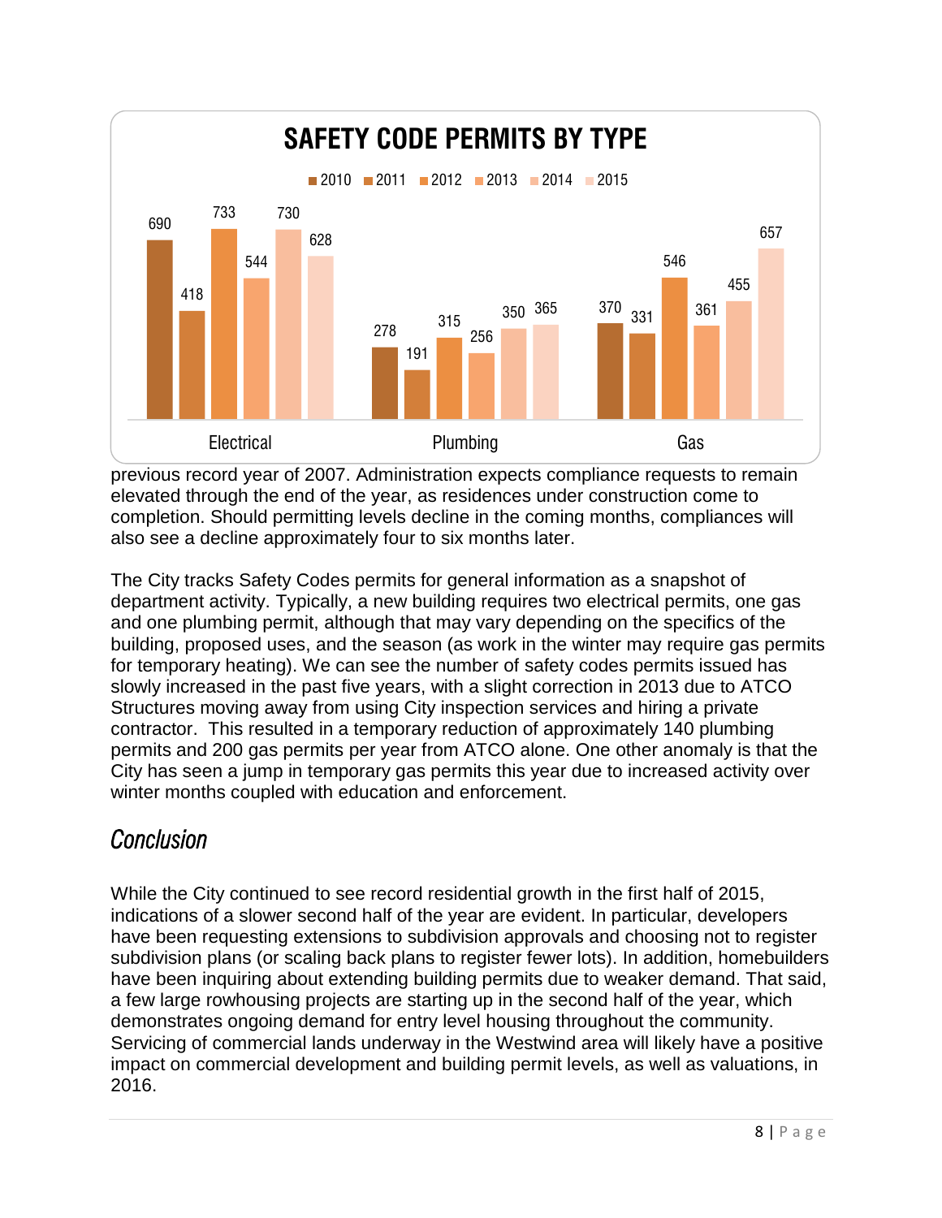SAFETY CODE PERMITS BY TYPE

2010 2011 2012 2013 2014 2015

Electrical: 690 418 733 544 730 628

Plumbing: 278 191 315 256 350 365

Gas: 370 331 546 361 455 657

previous record year of 2007. Administration expects compliance requests to remain elevated through the end of the year, as residences under construction come to completion. Should permitting levels decline in the coming months, compliances will also see a decline approximately four to six months later.

The City tracks Safety Codes permits for general information as a snapshot of department activity. Typically, a new building requires two electrical permits, one gas and one plumbing permit, although that may vary depending on the specifics of the building, proposed uses, and the season (as work in the winter may require gas permits for temporary heating). We can see the number of safety codes permits issued has slowly increased in the past five years, with a slight correction in 2013 due to ATCO Structures moving away from using City inspection services and hiring a private contractor. This resulted in a temporary reduction of approximately 140 plumbing permits and 200 gas permits per year from ATCO alone. One other anomaly is that the City has seen a jump in temporary gas permits this year due to increased activity over winter months coupled with education and enforcement.

## *Conclusion*

While the City continued to see record residential growth in the first half of 2015, indications of a slower second half of the year are evident. In particular, developers have been requesting extensions to subdivision approvals and choosing not to register subdivision plans (or scaling back plans to register fewer lots). In addition, homebuilders have been inquiring about extending building permits due to weaker demand. That said, a few large rowhousing projects are starting up in the second half of the year, which demonstrates ongoing demand for entry level housing throughout the community. Servicing of commercial lands underway in the Westwind area will likely have a positive impact on commercial development and building permit levels, as well as valuations, in 2016.